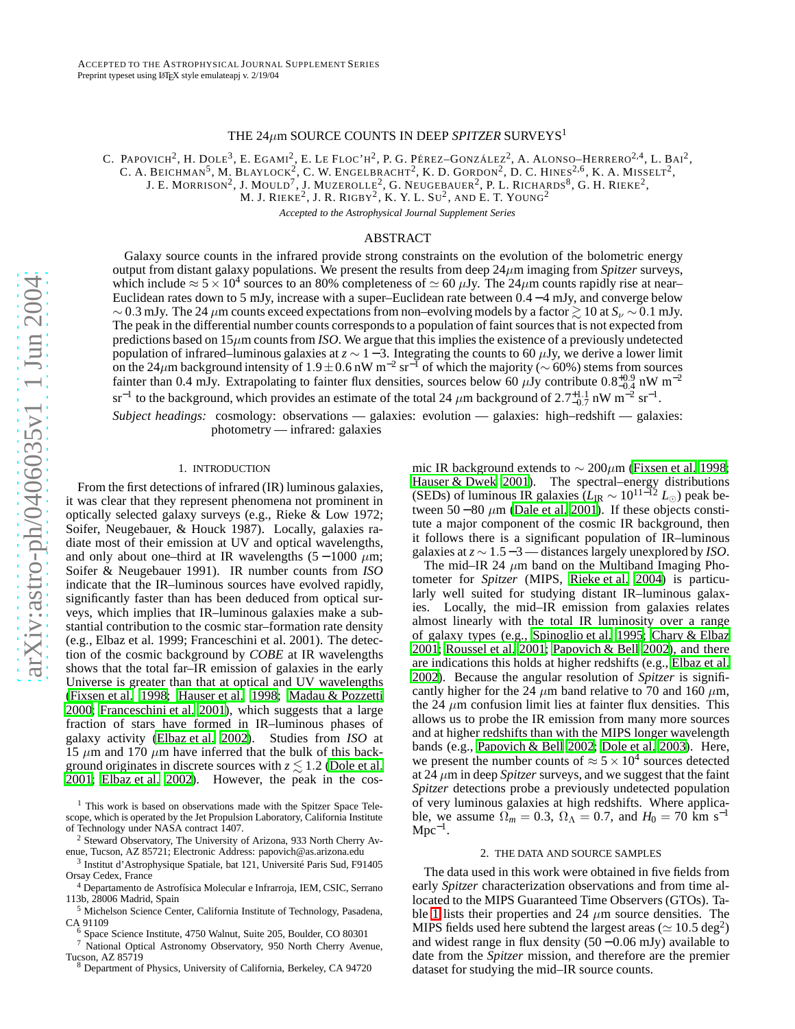ACCEPTED TO THE ASTROPHYSICAL JOURNAL SUPPLEMENT SERIES
Preprint typeset using LaTeX style emulateapj v. 2/19/04

# THE 24$\mu$m SOURCE COUNTS IN DEEP *SPITZER* SURVEYS[1]

C. PAPOVICH[2], H. DOLE[3], E. EGAMI[2], E. LE FLOC'H[2], P. G. PÉREZ–GONZÁLEZ[2], A. ALONSO–HERRERO[2,4], L. BAI[2], C. A. BEICHMAN[5], M. BLAYLOCK[2], C. W. ENGELBRACHT[2], K. D. GORDON[2], D. C. HINES[2,6], K. A. MISSELT[2], J. E. MORRISON[2], J. MOULD[7], J. MUZEROLLE[2], G. NEUGEBAUER[2], P. L. RICHARDS[8], G. H. RIEKE[2], M. J. RIEKE[2], J. R. RIGBY[2], K. Y. L. SU[2], AND E. T. YOUNG[2]

*Accepted to the Astrophysical Journal Supplement Series*

## ABSTRACT

Galaxy source counts in the infrared provide strong constraints on the evolution of the bolometric energy output from distant galaxy populations. We present the results from deep 24$\mu$m imaging from *Spitzer* surveys, which include $\approx 5\times10^4$ sources to an 80% completeness of $\simeq 60$ $\mu$Jy. The 24$\mu$m counts rapidly rise at near–Euclidean rates down to 5 mJy, increase with a super–Euclidean rate between $0.4-4$ mJy, and converge below $\sim 0.3$ mJy. The 24 $\mu$m counts exceed expectations from non–evolving models by a factor $\gtrsim 10$ at $S_\nu \sim 0.1$ mJy. The peak in the differential number counts corresponds to a population of faint sources that is not expected from predictions based on 15$\mu$m counts from *ISO*. We argue that this implies the existence of a previously undetected population of infrared–luminous galaxies at $z\sim 1-3$. Integrating the counts to 60 $\mu$Jy, we derive a lower limit on the 24$\mu$m background intensity of $1.9\pm0.6$ nW m$^{-2}$ sr$^{-1}$ of which the majority ($\sim 60$%) stems from sources fainter than 0.4 mJy. Extrapolating to fainter flux densities, sources below 60 $\mu$Jy contribute $0.8^{+0.9}_{-0.4}$ nW m$^{-2}$ sr$^{-1}$ to the background, which provides an estimate of the total 24 $\mu$m background of $2.7^{+1.1}_{-0.7}$ nW m$^{-2}$ sr$^{-1}$.

*Subject headings:* cosmology: observations — galaxies: evolution — galaxies: high–redshift — galaxies: photometry — infrared: galaxies

## 1. INTRODUCTION

From the first detections of infrared (IR) luminous galaxies, it was clear that they represent phenomena not prominent in optically selected galaxy surveys (e.g., Rieke & Low 1972; Soifer, Neugebauer, & Houck 1987). Locally, galaxies radiate most of their emission at UV and optical wavelengths, and only about one–third at IR wavelengths ($5-1000$ $\mu$m; Soifer & Neugebauer 1991). IR number counts from *ISO* indicate that the IR–luminous sources have evolved rapidly, significantly faster than has been deduced from optical surveys, which implies that IR–luminous galaxies make a substantial contribution to the cosmic star–formation rate density (e.g., Elbaz et al. 1999; Franceschini et al. 2001). The detection of the cosmic background by *COBE* at IR wavelengths shows that the total far–IR emission of galaxies in the early Universe is greater than that at optical and UV wavelengths (Fixsen et al. 1998; Hauser et al. 1998; Madau & Pozzetti 2000; Franceschini et al. 2001), which suggests that a large fraction of stars have formed in IR–luminous phases of galaxy activity (Elbaz et al. 2002). Studies from *ISO* at 15 $\mu$m and 170 $\mu$m have inferred that the bulk of this background originates in discrete sources with $z \lesssim 1.2$ (Dole et al. 2001; Elbaz et al. 2002). However, the peak in the cosmic IR background extends to $\sim 200\mu$m (Fixsen et al. 1998; Hauser & Dwek 2001). The spectral–energy distributions (SEDs) of luminous IR galaxies ($L_{\mathrm{IR}} \sim 10^{11-12}$ $L_\odot$) peak between $50-80$ $\mu$m (Dale et al. 2001). If these objects constitute a major component of the cosmic IR background, then it follows there is a significant population of IR–luminous galaxies at $z\sim 1.5-3$ — distances largely unexplored by *ISO*.

The mid–IR 24 $\mu$m band on the Multiband Imaging Photometer for *Spitzer* (MIPS, Rieke et al. 2004) is particularly well suited for studying distant IR–luminous galaxies. Locally, the mid–IR emission from galaxies relates almost linearly with the total IR luminosity over a range of galaxy types (e.g., Spinoglio et al. 1995; Chary & Elbaz 2001; Roussel et al. 2001; Papovich & Bell 2002), and there are indications this holds at higher redshifts (e.g., Elbaz et al. 2002). Because the angular resolution of *Spitzer* is significantly higher for the 24 $\mu$m band relative to 70 and 160 $\mu$m, the 24 $\mu$m confusion limit lies at fainter flux densities. This allows us to probe the IR emission from many more sources and at higher redshifts than with the MIPS longer wavelength bands (e.g., Papovich & Bell 2002; Dole et al. 2003). Here, we present the number counts of $\approx 5\times10^4$ sources detected at 24 $\mu$m in deep *Spitzer* surveys, and we suggest that the faint *Spitzer* detections probe a previously undetected population of very luminous galaxies at high redshifts. Where applicable, we assume $\Omega_m = 0.3$, $\Omega_\Lambda = 0.7$, and $H_0 = 70$ km s$^{-1}$ Mpc$^{-1}$.

## 2. THE DATA AND SOURCE SAMPLES

The data used in this work were obtained in five fields from early *Spitzer* characterization observations and from time allocated to the MIPS Guaranteed Time Observers (GTOs). Table 1 lists their properties and 24 $\mu$m source densities. The MIPS fields used here subtend the largest areas ($\simeq 10.5$ deg$^2$) and widest range in flux density ($50-0.06$ mJy) available to date from the *Spitzer* mission, and therefore are the premier dataset for studying the mid–IR source counts.

---

[1] This work is based on observations made with the Spitzer Space Telescope, which is operated by the Jet Propulsion Laboratory, California Institute of Technology under NASA contract 1407.

[2] Steward Observatory, The University of Arizona, 933 North Cherry Avenue, Tucson, AZ 85721; Electronic Address: papovich@as.arizona.edu

[3] Institut d'Astrophysique Spatiale, bat 121, Université Paris Sud, F91405 Orsay Cedex, France

[4] Departamento de Astrofísica Molecular e Infrarroja, IEM, CSIC, Serrano 113b, 28006 Madrid, Spain

[5] Michelson Science Center, California Institute of Technology, Pasadena, CA 91109

[6] Space Science Institute, 4750 Walnut, Suite 205, Boulder, CO 80301

[7] National Optical Astronomy Observatory, 950 North Cherry Avenue, Tucson, AZ 85719

[8] Department of Physics, University of California, Berkeley, CA 94720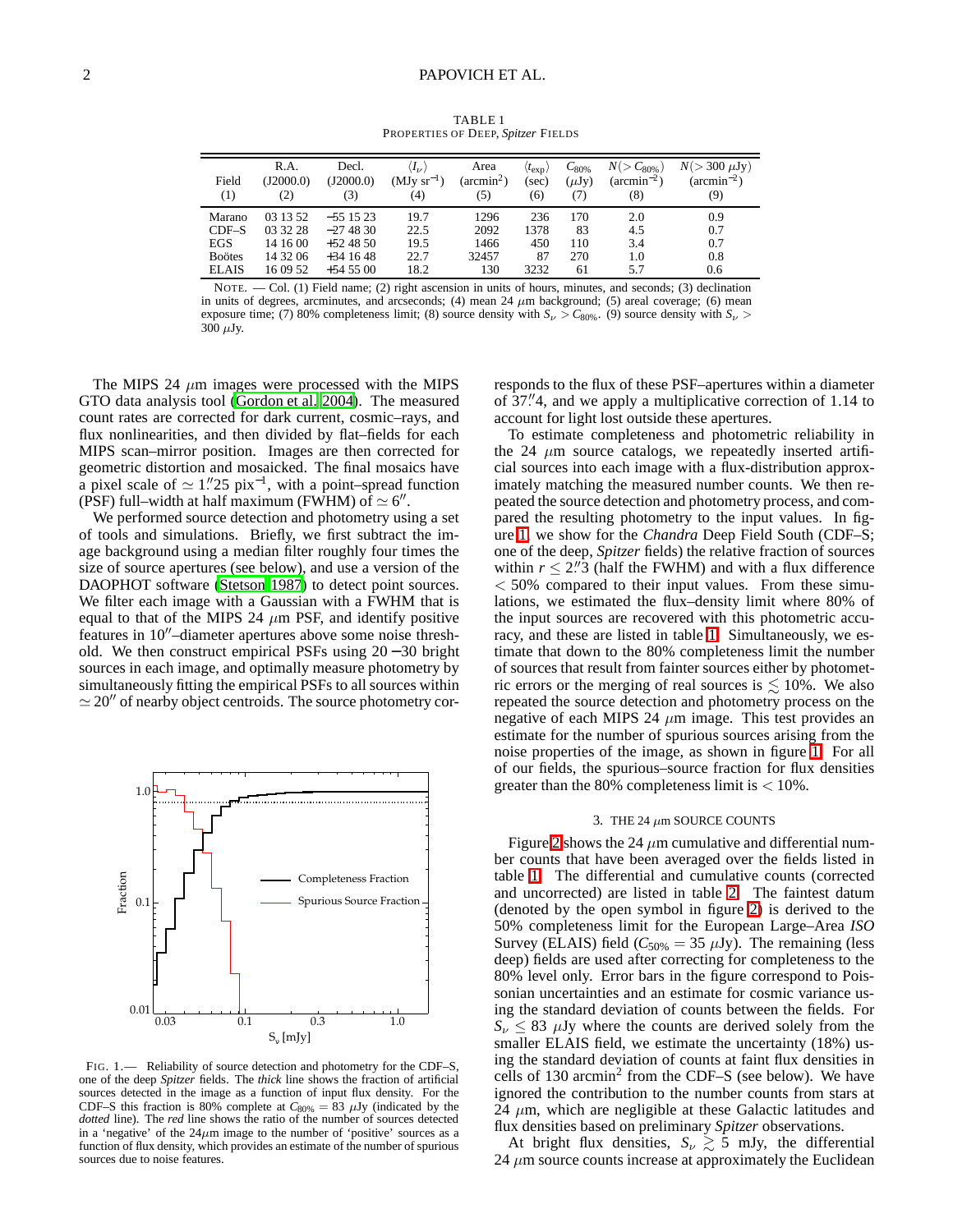TABLE 1
PROPERTIES OF DEEP, *Spitzer* FIELDS

| Field (1) | R.A. (J2000.0) (2) | Decl. (J2000.0) (3) | $\langle I_\nu \rangle$ (MJy sr$^{-1}$) (4) | Area (arcmin$^2$) (5) | $\langle t_{\rm exp} \rangle$ (sec) (6) | $C_{80\%}$ ($\mu$Jy) (7) | $N(>C_{80\%})$ (arcmin$^{-2}$) (8) | $N(>300\ \mu$Jy) (arcmin$^{-2}$) (9) |
|---|---|---|---|---|---|---|---|---|
| Marano | 03 13 52 | −55 15 23 | 19.7 | 1296 | 236 | 170 | 2.0 | 0.9 |
| CDF–S | 03 32 28 | −27 48 30 | 22.5 | 2092 | 1378 | 83 | 4.5 | 0.7 |
| EGS | 14 16 00 | +52 48 50 | 19.5 | 1466 | 450 | 110 | 3.4 | 0.7 |
| Boötes | 14 32 06 | +34 16 48 | 22.7 | 32457 | 87 | 270 | 1.0 | 0.8 |
| ELAIS | 16 09 52 | +54 55 00 | 18.2 | 130 | 3232 | 61 | 5.7 | 0.6 |

NOTE. — Col. (1) Field name; (2) right ascension in units of hours, minutes, and seconds; (3) declination in units of degrees, arcminutes, and arcseconds; (4) mean 24 $\mu$m background; (5) areal coverage; (6) mean exposure time; (7) 80% completeness limit; (8) source density with $S_\nu > C_{80\%}$. (9) source density with $S_\nu >$ 300 $\mu$Jy.

The MIPS 24 $\mu$m images were processed with the MIPS GTO data analysis tool (Gordon et al. 2004). The measured count rates are corrected for dark current, cosmic–rays, and flux nonlinearities, and then divided by flat–fields for each MIPS scan–mirror position. Images are then corrected for geometric distortion and mosaicked. The final mosaics have a pixel scale of $\simeq 1.\!''25$ pix$^{-1}$, with a point–spread function (PSF) full–width at half maximum (FWHM) of $\simeq 6''$.

We performed source detection and photometry using a set of tools and simulations. Briefly, we first subtract the image background using a median filter roughly four times the size of source apertures (see below), and use a version of the DAOPHOT software (Stetson 1987) to detect point sources. We filter each image with a Gaussian with a FWHM that is equal to that of the MIPS 24 $\mu$m PSF, and identify positive features in 10$''$–diameter apertures above some noise threshold. We then construct empirical PSFs using $20-30$ bright sources in each image, and optimally measure photometry by simultaneously fitting the empirical PSFs to all sources within $\simeq 20''$ of nearby object centroids. The source photometry corresponds to the flux of these PSF–apertures within a diameter of $37.\!''4$, and we apply a multiplicative correction of 1.14 to account for light lost outside these apertures.

FIG. 1.— Reliability of source detection and photometry for the CDF–S, one of the deep *Spitzer* fields. The *thick* line shows the fraction of artificial sources detected in the image as a function of input flux density. For the CDF–S this fraction is 80% complete at $C_{80\%} = 83\ \mu$Jy (indicated by the *dotted* line). The *red* line shows the ratio of the number of sources detected in a 'negative' of the 24$\mu$m image to the number of 'positive' sources as a function of flux density, which provides an estimate of the number of spurious sources due to noise features.

To estimate completeness and photometric reliability in the 24 $\mu$m source catalogs, we repeatedly inserted artificial sources into each image with a flux-distribution approximately matching the measured number counts. We then repeated the source detection and photometry process, and compared the resulting photometry to the input values. In figure 1, we show for the *Chandra* Deep Field South (CDF–S; one of the deep, *Spitzer* fields) the relative fraction of sources within $r \leq 2.\!''3$ (half the FWHM) and with a flux difference $< 50\%$ compared to their input values. From these simulations, we estimated the flux–density limit where 80% of the input sources are recovered with this photometric accuracy, and these are listed in table 1. Simultaneously, we estimate that down to the 80% completeness limit the number of sources that result from fainter sources either by photometric errors or the merging of real sources is $\lesssim 10\%$. We also repeated the source detection and photometry process on the negative of each MIPS 24 $\mu$m image. This test provides an estimate for the number of spurious sources arising from the noise properties of the image, as shown in figure 1. For all of our fields, the spurious–source fraction for flux densities greater than the 80% completeness limit is $< 10\%$.

## 3. THE 24 $\mu$m SOURCE COUNTS

Figure 2 shows the 24 $\mu$m cumulative and differential number counts that have been averaged over the fields listed in table 1. The differential and cumulative counts (corrected and uncorrected) are listed in table 2. The faintest datum (denoted by the open symbol in figure 2) is derived to the 50% completeness limit for the European Large–Area *ISO* Survey (ELAIS) field ($C_{50\%} = 35\ \mu$Jy). The remaining (less deep) fields are used after correcting for completeness to the 80% level only. Error bars in the figure correspond to Poissonian uncertainties and an estimate for cosmic variance using the standard deviation of counts between the fields. For $S_\nu \leq 83\ \mu$Jy where the counts are derived solely from the smaller ELAIS field, we estimate the uncertainty (18%) using the standard deviation of counts at faint flux densities in cells of 130 arcmin$^2$ from the CDF–S (see below). We have ignored the contribution to the number counts from stars at 24 $\mu$m, which are negligible at these Galactic latitudes and flux densities based on preliminary *Spitzer* observations.

At bright flux densities, $S_\nu \gtrsim 5$ mJy, the differential 24 $\mu$m source counts increase at approximately the Euclidean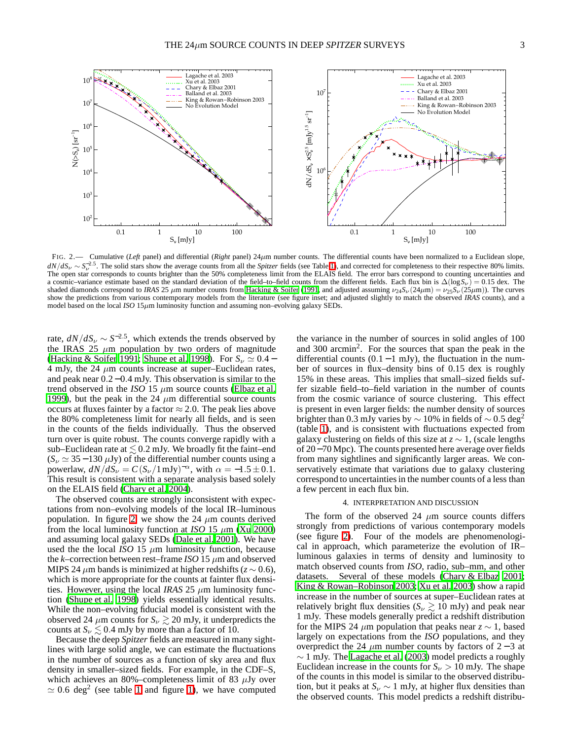FIG. 2.— Cumulative (*Left* panel) and differential (*Right* panel) 24$\mu$m number counts. The differential counts have been normalized to a Euclidean slope, $dN/dS_\nu \sim S_\nu^{-2.5}$. The solid stars show the average counts from all the *Spitzer* fields (see Table 1), and corrected for completeness to their respective 80% limits. The open star corresponds to counts brighter than the 50% completeness limit from the ELAIS field. The error bars correspond to counting uncertainties and a cosmic–variance estimate based on the standard deviation of the field–to–field counts from the different fields. Each flux bin is $\Delta(\log S_\nu) = 0.15$ dex. The shaded diamonds correspond to *IRAS* 25 $\mu$m number counts from Hacking & Soifer (1991) and adjusted assuming $\nu_{24} S_\nu(24\mu\mathrm{m}) = \nu_{25} S_\nu(25\mu\mathrm{m})$). The curves show the predictions from various contemporary models from the literature (see figure inset; and adjusted slightly to match the observed *IRAS* counts), and a model based on the local *ISO* 15$\mu$m luminosity function and assuming non–evolving galaxy SEDs.

rate, $dN/dS_\nu \sim S^{-2.5}$, which extends the trends observed by the IRAS 25 $\mu$m population by two orders of magnitude (Hacking & Soifer 1991; Shupe et al. 1998). For $S_\nu \simeq 0.4-4$ mJy, the 24 $\mu$m counts increase at super–Euclidean rates, and peak near $0.2-0.4$ mJy. This observation is similar to the trend observed in the *ISO* 15 $\mu$m source counts (Elbaz et al. 1999), but the peak in the 24 $\mu$m differential source counts occurs at fluxes fainter by a factor $\approx 2.0$. The peak lies above the 80% completeness limit for nearly all fields, and is seen in the counts of the fields individually. Thus the observed turn over is quite robust. The counts converge rapidly with a sub–Euclidean rate at $\lesssim 0.2$ mJy. We broadly fit the faint–end ($S_\nu \simeq 35-130$ $\mu$Jy) of the differential number counts using a powerlaw, $dN/dS_\nu = C\,(S_\nu/1\,\mathrm{mJy})^{-\alpha}$, with $\alpha = -1.5 \pm 0.1$. This result is consistent with a separate analysis based solely on the ELAIS field (Chary et al. 2004).

The observed counts are strongly inconsistent with expectations from non–evolving models of the local IR–luminous population. In figure 2, we show the 24 $\mu$m counts derived from the local luminosity function at *ISO* 15 $\mu$m (Xu 2000) and assuming local galaxy SEDs (Dale et al. 2001). We have used the the local *ISO* 15 $\mu$m luminosity function, because the *k*–correction between rest–frame *ISO* 15 $\mu$m and observed MIPS 24 $\mu$m bands is minimized at higher redshifts ($z \sim 0.6$), which is more appropriate for the counts at fainter flux densities. However, using the local *IRAS* 25 $\mu$m luminosity function (Shupe et al. 1998) yields essentially identical results. While the non–evolving fiducial model is consistent with the observed 24 $\mu$m counts for $S_\nu \gtrsim 20$ mJy, it underpredicts the counts at $S_\nu \lesssim 0.4$ mJy by more than a factor of 10.

Because the deep *Spitzer* fields are measured in many sightlines with large solid angle, we can estimate the fluctuations in the number of sources as a function of sky area and flux density in smaller–sized fields. For example, in the CDF–S, which achieves an 80%–completeness limit of 83 $\mu$Jy over $\simeq 0.6$ deg$^2$ (see table 1 and figure 1), we have computed the variance in the number of sources in solid angles of 100 and 300 arcmin$^2$. For the sources that span the peak in the differential counts ($0.1-1$ mJy), the fluctuation in the number of sources in flux–density bins of 0.15 dex is roughly 15% in these areas. This implies that small–sized fields suffer sizable field–to–field variation in the number of counts from the cosmic variance of source clustering. This effect is present in even larger fields: the number density of sources brighter than 0.3 mJy varies by $\sim 10$% in fields of $\sim 0.5$ deg$^2$ (table 1), and is consistent with fluctuations expected from galaxy clustering on fields of this size at $z \sim 1$, (scale lengths of $20-70$ Mpc). The counts presented here average over fields from many sightlines and significantly larger areas. We conservatively estimate that variations due to galaxy clustering correspond to uncertainties in the number counts of a less than a few percent in each flux bin.

## 4. INTERPRETATION AND DISCUSSION

The form of the observed 24 $\mu$m source counts differs strongly from predictions of various contemporary models (see figure 2). Four of the models are phenomenological in approach, which parameterize the evolution of IR–luminous galaxies in terms of density and luminosity to match observed counts from *ISO*, radio, sub–mm, and other datasets. Several of these models (Chary & Elbaz 2001; King & Rowan–Robinson 2003; Xu et al. 2003) show a rapid increase in the number of sources at super–Euclidean rates at relatively bright flux densities ($S_\nu \gtrsim 10$ mJy) and peak near 1 mJy. These models generally predict a redshift distribution for the MIPS 24 $\mu$m population that peaks near $z \sim 1$, based largely on expectations from the *ISO* populations, and they overpredict the 24 $\mu$m number counts by factors of $2-3$ at $\sim 1$ mJy. The Lagache et al. (2003) model predicts a roughly Euclidean increase in the counts for $S_\nu > 10$ mJy. The shape of the counts in this model is similar to the observed distribution, but it peaks at $S_\nu \sim 1$ mJy, at higher flux densities than the observed counts. This model predicts a redshift distribu-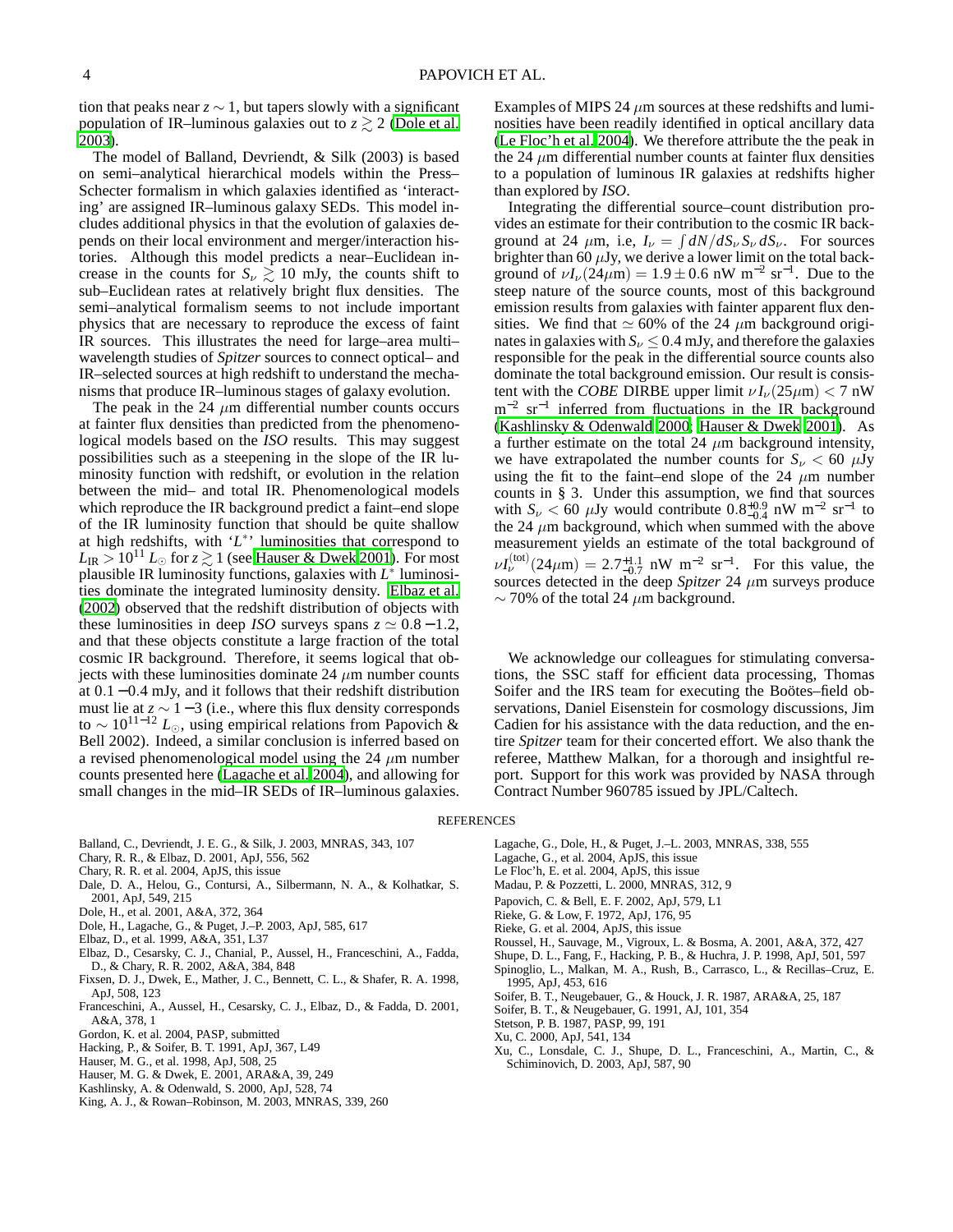tion that peaks near $z \sim 1$, but tapers slowly with a significant population of IR–luminous galaxies out to $z \gtrsim 2$ (Dole et al. 2003).

The model of Balland, Devriendt, & Silk (2003) is based on semi–analytical hierarchical models within the Press–Schecter formalism in which galaxies identified as 'interacting' are assigned IR–luminous galaxy SEDs. This model includes additional physics in that the evolution of galaxies depends on their local environment and merger/interaction histories. Although this model predicts a near–Euclidean increase in the counts for $S_\nu \gtrsim 10$ mJy, the counts shift to sub–Euclidean rates at relatively bright flux densities. The semi–analytical formalism seems to not include important physics that are necessary to reproduce the excess of faint IR sources. This illustrates the need for large–area multi–wavelength studies of *Spitzer* sources to connect optical– and IR–selected sources at high redshift to understand the mechanisms that produce IR–luminous stages of galaxy evolution.

The peak in the 24 $\mu$m differential number counts occurs at fainter flux densities than predicted from the phenomenological models based on the *ISO* results. This may suggest possibilities such as a steepening in the slope of the IR luminosity function with redshift, or evolution in the relation between the mid– and total IR. Phenomenological models which reproduce the IR background predict a faint–end slope of the IR luminosity function that should be quite shallow at high redshifts, with '$L^*$' luminosities that correspond to $L_{\mathrm{IR}} > 10^{11}\, L_\odot$ for $z \gtrsim 1$ (see Hauser & Dwek 2001). For most plausible IR luminosity functions, galaxies with $L^*$ luminosities dominate the integrated luminosity density. Elbaz et al. (2002) observed that the redshift distribution of objects with these luminosities in deep *ISO* surveys spans $z \simeq 0.8-1.2$, and that these objects constitute a large fraction of the total cosmic IR background. Therefore, it seems logical that objects with these luminosities dominate 24 $\mu$m number counts at $0.1-0.4$ mJy, and it follows that their redshift distribution must lie at $z \sim 1-3$ (i.e., where this flux density corresponds to $\sim 10^{11-12}\, L_\odot$, using empirical relations from Papovich & Bell 2002). Indeed, a similar conclusion is inferred based on a revised phenomenological model using the 24 $\mu$m number counts presented here (Lagache et al. 2004), and allowing for small changes in the mid–IR SEDs of IR–luminous galaxies. Examples of MIPS 24 $\mu$m sources at these redshifts and luminosities have been readily identified in optical ancillary data (Le Floc'h et al. 2004). We therefore attribute the the peak in the 24 $\mu$m differential number counts at fainter flux densities to a population of luminous IR galaxies at redshifts higher than explored by *ISO*.

Integrating the differential source–count distribution provides an estimate for their contribution to the cosmic IR background at 24 $\mu$m, i.e, $I_\nu = \int dN/dS_\nu\, S_\nu\, dS_\nu$. For sources brighter than 60 $\mu$Jy, we derive a lower limit on the total background of $\nu I_\nu(24\mu\mathrm{m}) = 1.9 \pm 0.6$ nW m$^{-2}$ sr$^{-1}$. Due to the steep nature of the source counts, most of this background emission results from galaxies with fainter apparent flux densities. We find that $\simeq 60$% of the 24 $\mu$m background originates in galaxies with $S_\nu \leq 0.4$ mJy, and therefore the galaxies responsible for the peak in the differential source counts also dominate the total background emission. Our result is consistent with the *COBE* DIRBE upper limit $\nu I_\nu(25\mu\mathrm{m}) < 7$ nW m$^{-2}$ sr$^{-1}$ inferred from fluctuations in the IR background (Kashlinsky & Odenwald 2000; Hauser & Dwek 2001). As a further estimate on the total 24 $\mu$m background intensity, we have extrapolated the number counts for $S_\nu < 60$ $\mu$Jy using the fit to the faint–end slope of the 24 $\mu$m number counts in § 3. Under this assumption, we find that sources with $S_\nu < 60$ $\mu$Jy would contribute $0.8^{+0.9}_{-0.4}$ nW m$^{-2}$ sr$^{-1}$ to the 24 $\mu$m background, which when summed with the above measurement yields an estimate of the total background of $\nu I_\nu^{(\mathrm{tot})}(24\mu\mathrm{m}) = 2.7^{+1.1}_{-0.7}$ nW m$^{-2}$ sr$^{-1}$. For this value, the sources detected in the deep *Spitzer* 24 $\mu$m surveys produce $\sim 70$% of the total 24 $\mu$m background.

We acknowledge our colleagues for stimulating conversations, the SSC staff for efficient data processing, Thomas Soifer and the IRS team for executing the Boötes–field observations, Daniel Eisenstein for cosmology discussions, Jim Cadien for his assistance with the data reduction, and the entire *Spitzer* team for their concerted effort. We also thank the referee, Matthew Malkan, for a thorough and insightful report. Support for this work was provided by NASA through Contract Number 960785 issued by JPL/Caltech.

## REFERENCES

Balland, C., Devriendt, J. E. G., & Silk, J. 2003, MNRAS, 343, 107
Chary, R. R., & Elbaz, D. 2001, ApJ, 556, 562
Chary, R. R. et al. 2004, ApJS, this issue
Dale, D. A., Helou, G., Contursi, A., Silbermann, N. A., & Kolhatkar, S. 2001, ApJ, 549, 215
Dole, H., et al. 2001, A&A, 372, 364
Dole, H., Lagache, G., & Puget, J.–P. 2003, ApJ, 585, 617
Elbaz, D., et al. 1999, A&A, 351, L37
Elbaz, D., Cesarsky, C. J., Chanial, P., Aussel, H., Franceschini, A., Fadda, D., & Chary, R. R. 2002, A&A, 384, 848
Fixsen, D. J., Dwek, E., Mather, J. C., Bennett, C. L., & Shafer, R. A. 1998, ApJ, 508, 123
Franceschini, A., Aussel, H., Cesarsky, C. J., Elbaz, D., & Fadda, D. 2001, A&A, 378, 1
Gordon, K. et al. 2004, PASP, submitted
Hacking, P., & Soifer, B. T. 1991, ApJ, 367, L49
Hauser, M. G., et al. 1998, ApJ, 508, 25
Hauser, M. G. & Dwek, E. 2001, ARA&A, 39, 249
Kashlinsky, A. & Odenwald, S. 2000, ApJ, 528, 74
King, A. J., & Rowan–Robinson, M. 2003, MNRAS, 339, 260
Lagache, G., Dole, H., & Puget, J.–L. 2003, MNRAS, 338, 555
Lagache, G., et al. 2004, ApJS, this issue
Le Floc'h, E. et al. 2004, ApJS, this issue
Madau, P. & Pozzetti, L. 2000, MNRAS, 312, 9
Papovich, C. & Bell, E. F. 2002, ApJ, 579, L1
Rieke, G. & Low, F. 1972, ApJ, 176, 95
Rieke, G. et al. 2004, ApJS, this issue
Roussel, H., Sauvage, M., Vigroux, L. & Bosma, A. 2001, A&A, 372, 427
Shupe, D. L., Fang, F., Hacking, P. B., & Huchra, J. P. 1998, ApJ, 501, 597
Spinoglio, L., Malkan, M. A., Rush, B., Carrasco, L., & Recillas–Cruz, E. 1995, ApJ, 453, 616
Soifer, B. T., Neugebauer, G., & Houck, J. R. 1987, ARA&A, 25, 187
Soifer, B. T., & Neugebauer, G. 1991, AJ, 101, 354
Stetson, P. B. 1987, PASP, 99, 191
Xu, C. 2000, ApJ, 541, 134
Xu, C., Lonsdale, C. J., Shupe, D. L., Franceschini, A., Martin, C., & Schiminovich, D. 2003, ApJ, 587, 90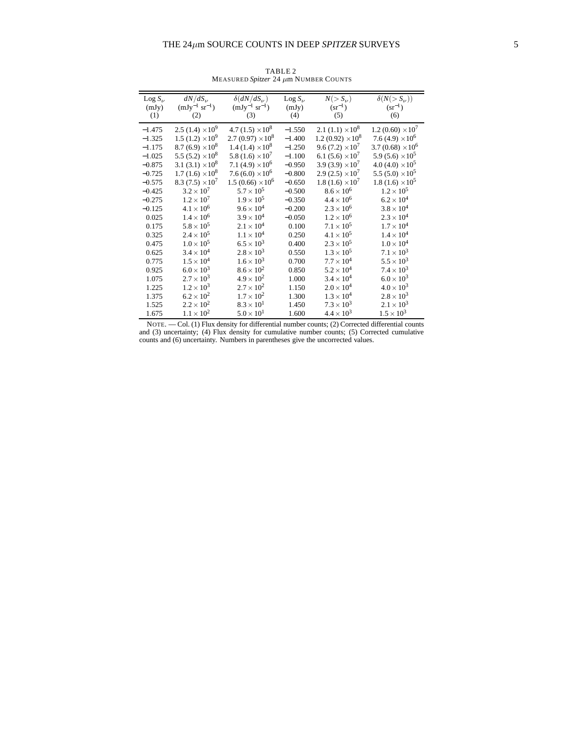TABLE 2
MEASURED *Spitzer* 24 $\mu$m NUMBER COUNTS

| Log $S_\nu$ (mJy) (1) | $dN/dS_\nu$ (mJy$^{-1}$ sr$^{-1}$) (2) | $\delta(dN/dS_\nu)$ (mJy$^{-1}$ sr$^{-1}$) (3) | Log $S_\nu$ (mJy) (4) | $N(>S_\nu)$ (sr$^{-1}$) (5) | $\delta(N(>S_\nu))$ (sr$^{-1}$) (6) |
|---|---|---|---|---|---|
| −1.475 | 2.5 (1.4) $\times10^9$ | 4.7 (1.5) $\times10^8$ | −1.550 | 2.1 (1.1) $\times10^8$ | 1.2 (0.60) $\times10^7$ |
| −1.325 | 1.5 (1.2) $\times10^9$ | 2.7 (0.97) $\times10^8$ | −1.400 | 1.2 (0.92) $\times10^8$ | 7.6 (4.9) $\times10^6$ |
| −1.175 | 8.7 (6.9) $\times10^8$ | 1.4 (1.4) $\times10^8$ | −1.250 | 9.6 (7.2) $\times10^7$ | 3.7 (0.68) $\times10^6$ |
| −1.025 | 5.5 (5.2) $\times10^8$ | 5.8 (1.6) $\times10^7$ | −1.100 | 6.1 (5.6) $\times10^7$ | 5.9 (5.6) $\times10^5$ |
| −0.875 | 3.1 (3.1) $\times10^8$ | 7.1 (4.9) $\times10^6$ | −0.950 | 3.9 (3.9) $\times10^7$ | 4.0 (4.0) $\times10^5$ |
| −0.725 | 1.7 (1.6) $\times10^8$ | 7.6 (6.0) $\times10^6$ | −0.800 | 2.9 (2.5) $\times10^7$ | 5.5 (5.0) $\times10^5$ |
| −0.575 | 8.3 (7.5) $\times10^7$ | 1.5 (0.66) $\times10^6$ | −0.650 | 1.8 (1.6) $\times10^7$ | 1.8 (1.6) $\times10^5$ |
| −0.425 | $3.2\times10^7$ | $5.7\times10^5$ | −0.500 | $8.6\times10^6$ | $1.2\times10^5$ |
| −0.275 | $1.2\times10^7$ | $1.9\times10^5$ | −0.350 | $4.4\times10^6$ | $6.2\times10^4$ |
| −0.125 | $4.1\times10^6$ | $9.6\times10^4$ | −0.200 | $2.3\times10^6$ | $3.8\times10^4$ |
| 0.025 | $1.4\times10^6$ | $3.9\times10^4$ | −0.050 | $1.2\times10^6$ | $2.3\times10^4$ |
| 0.175 | $5.8\times10^5$ | $2.1\times10^4$ | 0.100 | $7.1\times10^5$ | $1.7\times10^4$ |
| 0.325 | $2.4\times10^5$ | $1.1\times10^4$ | 0.250 | $4.1\times10^5$ | $1.4\times10^4$ |
| 0.475 | $1.0\times10^5$ | $6.5\times10^3$ | 0.400 | $2.3\times10^5$ | $1.0\times10^4$ |
| 0.625 | $3.4\times10^4$ | $2.8\times10^3$ | 0.550 | $1.3\times10^5$ | $7.1\times10^3$ |
| 0.775 | $1.5\times10^4$ | $1.6\times10^3$ | 0.700 | $7.7\times10^4$ | $5.5\times10^3$ |
| 0.925 | $6.0\times10^3$ | $8.6\times10^2$ | 0.850 | $5.2\times10^4$ | $7.4\times10^3$ |
| 1.075 | $2.7\times10^3$ | $4.9\times10^2$ | 1.000 | $3.4\times10^4$ | $6.0\times10^3$ |
| 1.225 | $1.2\times10^3$ | $2.7\times10^2$ | 1.150 | $2.0\times10^4$ | $4.0\times10^3$ |
| 1.375 | $6.2\times10^2$ | $1.7\times10^2$ | 1.300 | $1.3\times10^4$ | $2.8\times10^3$ |
| 1.525 | $2.2\times10^2$ | $8.3\times10^1$ | 1.450 | $7.3\times10^3$ | $2.1\times10^3$ |
| 1.675 | $1.1\times10^2$ | $5.0\times10^1$ | 1.600 | $4.4\times10^3$ | $1.5\times10^3$ |

NOTE. — Col. (1) Flux density for differential number counts; (2) Corrected differential counts and (3) uncertainty; (4) Flux density for cumulative number counts; (5) Corrected cumulative counts and (6) uncertainty. Numbers in parentheses give the uncorrected values.